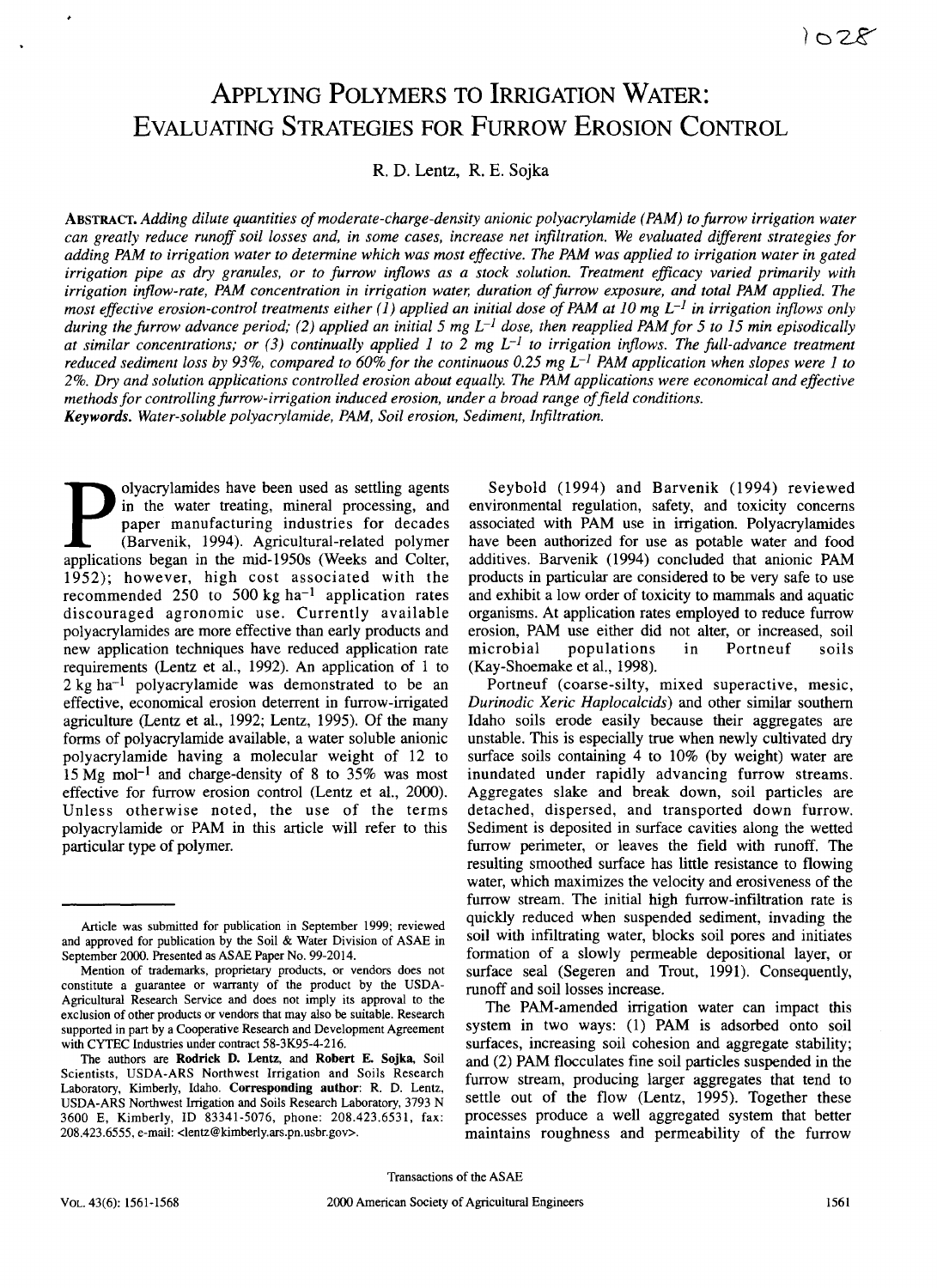# Applying Polymers to Irrigation Water: Evaluating Strategies for Furrow Erosion Control

R. D. Lentz, R. E. Sojka

**Abstract.** *Adding dilute quantities of moderate-charge-density anionic polyacrylamide (PAM) to furrow irrigation water can greatly reduce runoff soil losses and, in some cases, increase net infiltration. We evaluated different strategies for adding PAM to irrigation water to determine which was most effective. The PAM was applied to irrigation water in gated irrigation pipe as dry granules, or to furrow inflows as a stock solution. Treatment efficacy varied primarily with irrigation inflow-rate, PAM concentration in irrigation water, duration of furrow exposure, and total PAM applied. The most effective erosion-control treatments either (1) applied an initial dose of PAM at 10 mg $L^{-1}$ in irrigation inflows only during the furrow advance period; (2) applied an initial 5 mg $L^{-1}$ dose, then reapplied PAM for 5 to 15 min episodically at similar concentrations; or (3) continually applied 1 to 2 mg $L^{-1}$ to irrigation inflows. The full-advance treatment reduced sediment loss by 93%, compared to 60% for the continuous 0.25 mg $L^{-1}$ PAM application when slopes were 1 to 2%. Dry and solution applications controlled erosion about equally. The PAM applications were economical and effective methods for controlling furrow-irrigation induced erosion, under a broad range of field conditions.*

**Keywords.** *Water-soluble polyacrylamide, PAM, Soil erosion, Sediment, Infiltration.*

Polyacrylamides have been used as settling agents in the water treating, mineral processing, and paper manufacturing industries for decades (Barvenik, 1994). Agricultural-related polymer applications began in the mid-1950s (Weeks and Colter, 1952); however, high cost associated with the recommended 250 to 500 kg $ha^{-1}$ application rates discouraged agronomic use. Currently available polyacrylamides are more effective than early products and new application techniques have reduced application rate requirements (Lentz et al., 1992). An application of 1 to 2 kg $ha^{-1}$ polyacrylamide was demonstrated to be an effective, economical erosion deterrent in furrow-irrigated agriculture (Lentz et al., 1992; Lentz, 1995). Of the many forms of polyacrylamide available, a water soluble anionic polyacrylamide having a molecular weight of 12 to 15 Mg $mol^{-1}$ and charge-density of 8 to 35% was most effective for furrow erosion control (Lentz et al., 2000). Unless otherwise noted, the use of the terms polyacrylamide or PAM in this article will refer to this particular type of polymer.

Seybold (1994) and Barvenik (1994) reviewed environmental regulation, safety, and toxicity concerns associated with PAM use in irrigation. Polyacrylamides have been authorized for use as potable water and food additives. Barvenik (1994) concluded that anionic PAM products in particular are considered to be very safe to use and exhibit a low order of toxicity to mammals and aquatic organisms. At application rates employed to reduce furrow erosion, PAM use either did not alter, or increased, soil microbial populations in Portneuf soils (Kay-Shoemake et al., 1998).

Portneuf (coarse-silty, mixed superactive, mesic, *Durinodic Xeric Haplocalcids*) and other similar southern Idaho soils erode easily because their aggregates are unstable. This is especially true when newly cultivated dry surface soils containing 4 to 10% (by weight) water are inundated under rapidly advancing furrow streams. Aggregates slake and break down, soil particles are detached, dispersed, and transported down furrow. Sediment is deposited in surface cavities along the wetted furrow perimeter, or leaves the field with runoff. The resulting smoothed surface has little resistance to flowing water, which maximizes the velocity and erosiveness of the furrow stream. The initial high furrow-infiltration rate is quickly reduced when suspended sediment, invading the soil with infiltrating water, blocks soil pores and initiates formation of a slowly permeable depositional layer, or surface seal (Segeren and Trout, 1991). Consequently, runoff and soil losses increase.

The PAM-amended irrigation water can impact this system in two ways: (1) PAM is adsorbed onto soil surfaces, increasing soil cohesion and aggregate stability; and (2) PAM flocculates fine soil particles suspended in the furrow stream, producing larger aggregates that tend to settle out of the flow (Lentz, 1995). Together these processes produce a well aggregated system that better maintains roughness and permeability of the furrow

---

Article was submitted for publication in September 1999; reviewed and approved for publication by the Soil & Water Division of ASAE in September 2000. Presented as ASAE Paper No. 99-2014.

Mention of trademarks, proprietary products, or vendors does not constitute a guarantee or warranty of the product by the USDA-Agricultural Research Service and does not imply its approval to the exclusion of other products or vendors that may also be suitable. Research supported in part by a Cooperative Research and Development Agreement with CYTEC Industries under contract 58-3K95-4-216.

The authors are **Rodrick D. Lentz**, and **Robert E. Sojka**, Soil Scientists, USDA-ARS Northwest Irrigation and Soils Research Laboratory, Kimberly, Idaho. **Corresponding author:** R. D. Lentz, USDA-ARS Northwest Irrigation and Soils Research Laboratory, 3793 N 3600 E, Kimberly, ID 83341-5076, phone: 208.423.6531, fax: 208.423.6555, e-mail: <lentz@kimberly.ars.pn.usbr.gov>.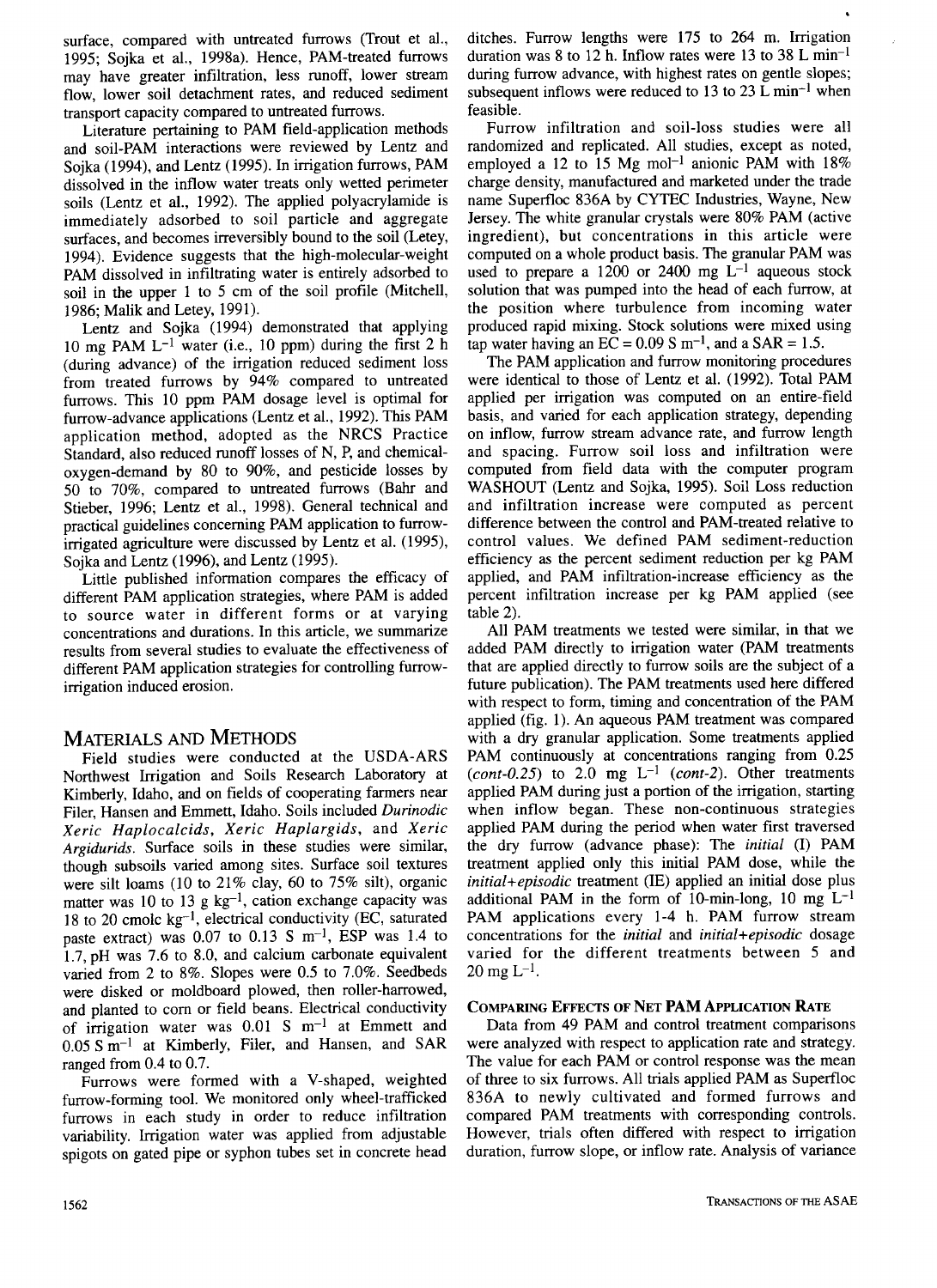surface, compared with untreated furrows (Trout et al., 1995; Sojka et al., 1998a). Hence, PAM-treated furrows may have greater infiltration, less runoff, lower stream flow, lower soil detachment rates, and reduced sediment transport capacity compared to untreated furrows.

Literature pertaining to PAM field-application methods and soil-PAM interactions were reviewed by Lentz and Sojka (1994), and Lentz (1995). In irrigation furrows, PAM dissolved in the inflow water treats only wetted perimeter soils (Lentz et al., 1992). The applied polyacrylamide is immediately adsorbed to soil particle and aggregate surfaces, and becomes irreversibly bound to the soil (Letey, 1994). Evidence suggests that the high-molecular-weight PAM dissolved in infiltrating water is entirely adsorbed to soil in the upper 1 to 5 cm of the soil profile (Mitchell, 1986; Malik and Letey, 1991).

Lentz and Sojka (1994) demonstrated that applying 10 mg PAM $L^{-1}$ water (i.e., 10 ppm) during the first 2 h (during advance) of the irrigation reduced sediment loss from treated furrows by 94% compared to untreated furrows. This 10 ppm PAM dosage level is optimal for furrow-advance applications (Lentz et al., 1992). This PAM application method, adopted as the NRCS Practice Standard, also reduced runoff losses of N, P, and chemical-oxygen-demand by 80 to 90%, and pesticide losses by 50 to 70%, compared to untreated furrows (Bahr and Stieber, 1996; Lentz et al., 1998). General technical and practical guidelines concerning PAM application to furrow-irrigated agriculture were discussed by Lentz et al. (1995), Sojka and Lentz (1996), and Lentz (1995).

Little published information compares the efficacy of different PAM application strategies, where PAM is added to source water in different forms or at varying concentrations and durations. In this article, we summarize results from several studies to evaluate the effectiveness of different PAM application strategies for controlling furrow-irrigation induced erosion.

## Materials and Methods

Field studies were conducted at the USDA-ARS Northwest Irrigation and Soils Research Laboratory at Kimberly, Idaho, and on fields of cooperating farmers near Filer, Hansen and Emmett, Idaho. Soils included *Durinodic Xeric Haplocalcids*, *Xeric Haplargids*, and *Xeric Argidurids*. Surface soils in these studies were similar, though subsoils varied among sites. Surface soil textures were silt loams (10 to 21% clay, 60 to 75% silt), organic matter was 10 to 13 g $kg^{-1}$, cation exchange capacity was 18 to 20 cmolc $kg^{-1}$, electrical conductivity (EC, saturated paste extract) was 0.07 to 0.13 S $m^{-1}$, ESP was 1.4 to 1.7, pH was 7.6 to 8.0, and calcium carbonate equivalent varied from 2 to 8%. Slopes were 0.5 to 7.0%. Seedbeds were disked or moldboard plowed, then roller-harrowed, and planted to corn or field beans. Electrical conductivity of irrigation water was 0.01 S $m^{-1}$ at Emmett and 0.05 S $m^{-1}$ at Kimberly, Filer, and Hansen, and SAR ranged from 0.4 to 0.7.

Furrows were formed with a V-shaped, weighted furrow-forming tool. We monitored only wheel-trafficked furrows in each study in order to reduce infiltration variability. Irrigation water was applied from adjustable spigots on gated pipe or syphon tubes set in concrete head ditches. Furrow lengths were 175 to 264 m. Irrigation duration was 8 to 12 h. Inflow rates were 13 to 38 L $min^{-1}$ during furrow advance, with highest rates on gentle slopes; subsequent inflows were reduced to 13 to 23 L $min^{-1}$ when feasible.

Furrow infiltration and soil-loss studies were all randomized and replicated. All studies, except as noted, employed a 12 to 15 Mg $mol^{-1}$ anionic PAM with 18% charge density, manufactured and marketed under the trade name Superfloc 836A by CYTEC Industries, Wayne, New Jersey. The white granular crystals were 80% PAM (active ingredient), but concentrations in this article were computed on a whole product basis. The granular PAM was used to prepare a 1200 or 2400 mg $L^{-1}$ aqueous stock solution that was pumped into the head of each furrow, at the position where turbulence from incoming water produced rapid mixing. Stock solutions were mixed using tap water having an EC = 0.09 S $m^{-1}$, and a SAR = 1.5.

The PAM application and furrow monitoring procedures were identical to those of Lentz et al. (1992). Total PAM applied per irrigation was computed on an entire-field basis, and varied for each application strategy, depending on inflow, furrow stream advance rate, and furrow length and spacing. Furrow soil loss and infiltration were computed from field data with the computer program WASHOUT (Lentz and Sojka, 1995). Soil Loss reduction and infiltration increase were computed as percent difference between the control and PAM-treated relative to control values. We defined PAM sediment-reduction efficiency as the percent sediment reduction per kg PAM applied, and PAM infiltration-increase efficiency as the percent infiltration increase per kg PAM applied (see table 2).

All PAM treatments we tested were similar, in that we added PAM directly to irrigation water (PAM treatments that are applied directly to furrow soils are the subject of a future publication). The PAM treatments used here differed with respect to form, timing and concentration of the PAM applied (fig. 1). An aqueous PAM treatment was compared with a dry granular application. Some treatments applied PAM continuously at concentrations ranging from 0.25 (*cont-0.25*) to 2.0 mg $L^{-1}$ (*cont-2*). Other treatments applied PAM during just a portion of the irrigation, starting when inflow began. These non-continuous strategies applied PAM during the period when water first traversed the dry furrow (advance phase): The *initial* (I) PAM treatment applied only this initial PAM dose, while the *initial+episodic* treatment (IE) applied an initial dose plus additional PAM in the form of 10-min-long, 10 mg $L^{-1}$ PAM applications every 1-4 h. PAM furrow stream concentrations for the *initial* and *initial+episodic* dosage varied for the different treatments between 5 and 20 mg $L^{-1}$.

### Comparing Effects of Net PAM Application Rate

Data from 49 PAM and control treatment comparisons were analyzed with respect to application rate and strategy. The value for each PAM or control response was the mean of three to six furrows. All trials applied PAM as Superfloc 836A to newly cultivated and formed furrows and compared PAM treatments with corresponding controls. However, trials often differed with respect to irrigation duration, furrow slope, or inflow rate. Analysis of variance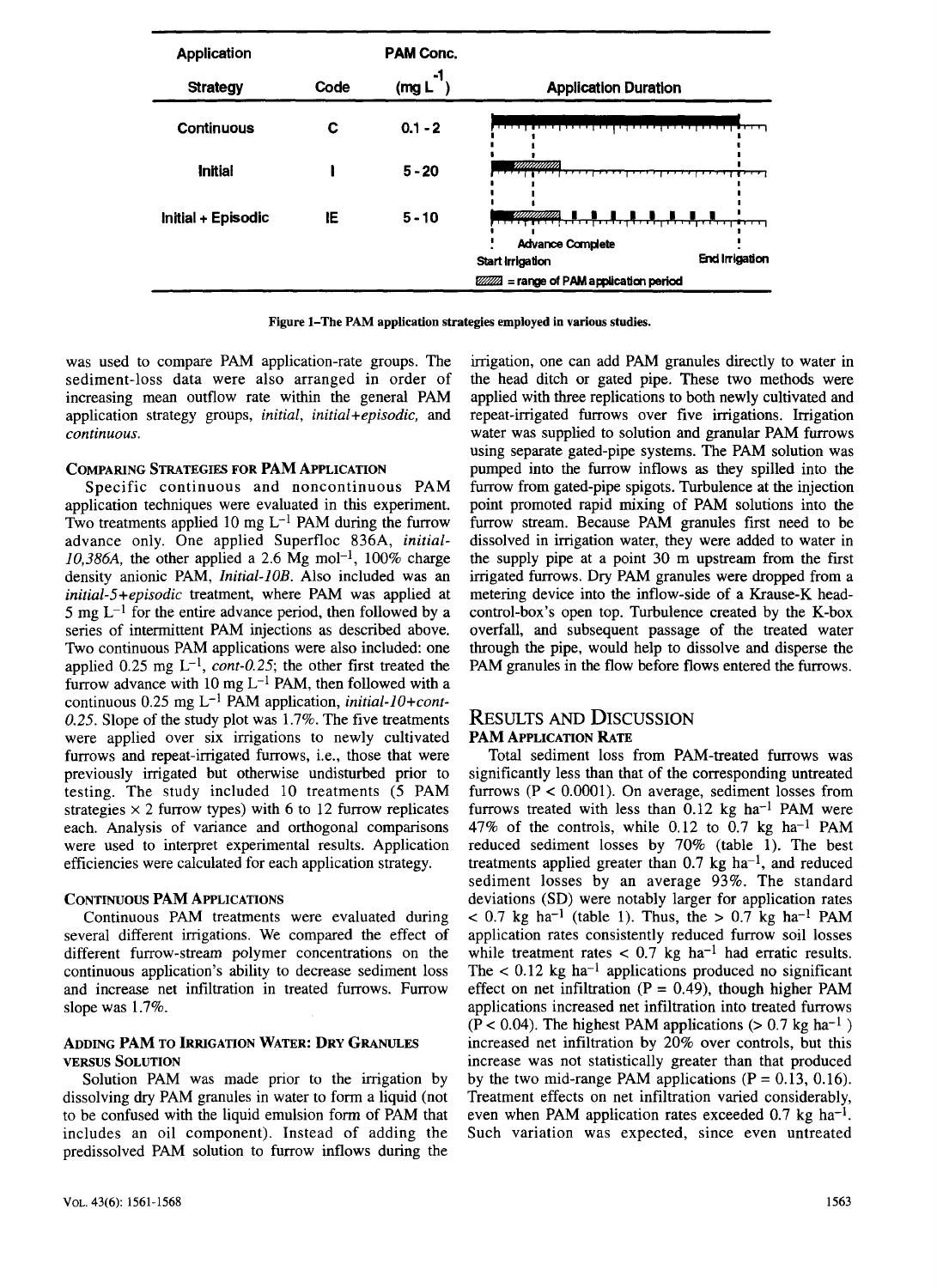| Application Strategy | Code | PAM Conc. ($mg L^{-1}$) | Application Duration |
|---|---|---|---|
| Continuous | C | 0.1 - 2 | |
| Initial | I | 5 - 20 | |
| Initial + Episodic | IE | 5 - 10 | |

Advance Complete; Start Irrigation; End Irrigation; ▨ = range of PAM application period

Figure 1–The PAM application strategies employed in various studies.

was used to compare PAM application-rate groups. The sediment-loss data were also arranged in order of increasing mean outflow rate within the general PAM application strategy groups, *initial*, *initial+episodic*, and *continuous*.

### Comparing Strategies for PAM Application

Specific continuous and noncontinuous PAM application techniques were evaluated in this experiment. Two treatments applied 10 mg $L^{-1}$ PAM during the furrow advance only. One applied Superfloc 836A, *initial-10,386A*, the other applied a 2.6 Mg $mol^{-1}$, 100% charge density anionic PAM, *Initial-10B*. Also included was an *initial-5+episodic* treatment, where PAM was applied at 5 mg $L^{-1}$ for the entire advance period, then followed by a series of intermittent PAM injections as described above. Two continuous PAM applications were also included: one applied 0.25 mg $L^{-1}$, *cont-0.25*; the other first treated the furrow advance with 10 mg $L^{-1}$ PAM, then followed with a continuous 0.25 mg $L^{-1}$ PAM application, *initial-10+cont-0.25*. Slope of the study plot was 1.7%. The five treatments were applied over six irrigations to newly cultivated furrows and repeat-irrigated furrows, i.e., those that were previously irrigated but otherwise undisturbed prior to testing. The study included 10 treatments (5 PAM strategies × 2 furrow types) with 6 to 12 furrow replicates each. Analysis of variance and orthogonal comparisons were used to interpret experimental results. Application efficiencies were calculated for each application strategy.

### Continuous PAM Applications

Continuous PAM treatments were evaluated during several different irrigations. We compared the effect of different furrow-stream polymer concentrations on the continuous application's ability to decrease sediment loss and increase net infiltration in treated furrows. Furrow slope was 1.7%.

### Adding PAM to Irrigation Water: Dry Granules versus Solution

Solution PAM was made prior to the irrigation by dissolving dry PAM granules in water to form a liquid (not to be confused with the liquid emulsion form of PAM that includes an oil component). Instead of adding the predissolved PAM solution to furrow inflows during the irrigation, one can add PAM granules directly to water in the head ditch or gated pipe. These two methods were applied with three replications to both newly cultivated and repeat-irrigated furrows over five irrigations. Irrigation water was supplied to solution and granular PAM furrows using separate gated-pipe systems. The PAM solution was pumped into the furrow inflows as they spilled into the furrow from gated-pipe spigots. Turbulence at the injection point promoted rapid mixing of PAM solutions into the furrow stream. Because PAM granules first need to be dissolved in irrigation water, they were added to water in the supply pipe at a point 30 m upstream from the first irrigated furrows. Dry PAM granules were dropped from a metering device into the inflow-side of a Krause-K head-control-box's open top. Turbulence created by the K-box overfall, and subsequent passage of the treated water through the pipe, would help to dissolve and disperse the PAM granules in the flow before flows entered the furrows.

## Results and Discussion

### PAM Application Rate

Total sediment loss from PAM-treated furrows was significantly less than that of the corresponding untreated furrows ($P < 0.0001$). On average, sediment losses from furrows treated with less than 0.12 kg $ha^{-1}$ PAM were 47% of the controls, while 0.12 to 0.7 kg $ha^{-1}$ PAM reduced sediment losses by 70% (table 1). The best treatments applied greater than 0.7 kg $ha^{-1}$, and reduced sediment losses by an average 93%. The standard deviations (SD) were notably larger for application rates < 0.7 kg $ha^{-1}$ (table 1). Thus, the > 0.7 kg $ha^{-1}$ PAM application rates consistently reduced furrow soil losses while treatment rates < 0.7 kg $ha^{-1}$ had erratic results. The < 0.12 kg $ha^{-1}$ applications produced no significant effect on net infiltration ($P = 0.49$), though higher PAM applications increased net infiltration into treated furrows ($P < 0.04$). The highest PAM applications (> 0.7 kg $ha^{-1}$) increased net infiltration by 20% over controls, but this increase was not statistically greater than that produced by the two mid-range PAM applications ($P = 0.13, 0.16$). Treatment effects on net infiltration varied considerably, even when PAM application rates exceeded 0.7 kg $ha^{-1}$. Such variation was expected, since even untreated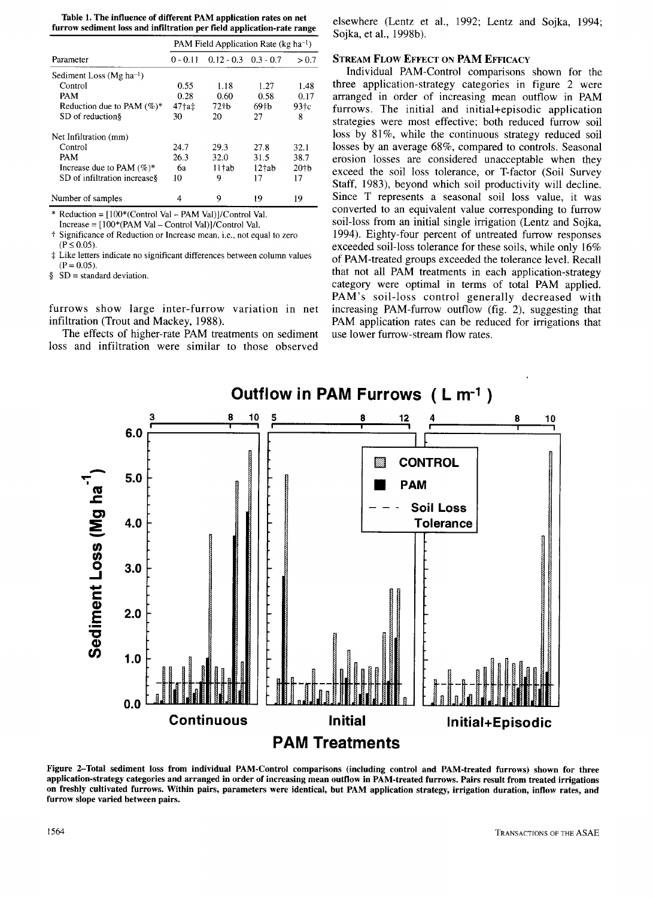**Table 1. The influence of different PAM application rates on net furrow sediment loss and infiltration per field application-rate range**

| Parameter | PAM Field Application Rate (kg ha$^{-1}$) | | | |
|---|---|---|---|---|
| | 0 - 0.11 | 0.12 - 0.3 | 0.3 - 0.7 | > 0.7 |
| Sediment Loss (Mg ha$^{-1}$) | | | | |
| Control | 0.55 | 1.18 | 1.27 | 1.48 |
| PAM | 0.28 | 0.60 | 0.58 | 0.17 |
| Reduction due to PAM (%)* | 47†a‡ | 72†b | 69†b | 93†c |
| SD of reduction§ | 30 | 20 | 27 | 8 |
| Net Infiltration (mm) | | | | |
| Control | 24.7 | 29.3 | 27.8 | 32.1 |
| PAM | 26.3 | 32.0 | 31.5 | 38.7 |
| Increase due to PAM (%)* | 6a | 11†ab | 12†ab | 20†b |
| SD of infiltration increase§ | 10 | 9 | 17 | 17 |
| Number of samples | 4 | 9 | 19 | 19 |

\* Reduction = [100*(Control Val – PAM Val)]/Control Val.
Increase = [100*(PAM Val – Control Val)]/Control Val.
† Significance of Reduction or Increase mean, i.e., not equal to zero ($P \leq 0.05$).
‡ Like letters indicate no significant differences between column values ($P = 0.05$).
§ SD = standard deviation.

furrows show large inter-furrow variation in net infiltration (Trout and Mackey, 1988).

The effects of higher-rate PAM treatments on sediment loss and infiltration were similar to those observed elsewhere (Lentz et al., 1992; Lentz and Sojka, 1994; Sojka, et al., 1998b).

### Stream Flow Effect on PAM Efficacy

Individual PAM-Control comparisons shown for the three application-strategy categories in figure 2 were arranged in order of increasing mean outflow in PAM furrows. The initial and initial+episodic application strategies were most effective; both reduced furrow soil loss by 81%, while the continuous strategy reduced soil losses by an average 68%, compared to controls. Seasonal erosion losses are considered unacceptable when they exceed the soil loss tolerance, or T-factor (Soil Survey Staff, 1983), beyond which soil productivity will decline. Since T represents a seasonal soil loss value, it was converted to an equivalent value corresponding to furrow soil-loss from an initial single irrigation (Lentz and Sojka, 1994). Eighty-four percent of untreated furrow responses exceeded soil-loss tolerance for these soils, while only 16% of PAM-treated groups exceeded the tolerance level. Recall that not all PAM treatments in each application-strategy category were optimal in terms of total PAM applied. PAM's soil-loss control generally decreased with increasing PAM-furrow outflow (fig. 2), suggesting that PAM application rates can be reduced for irrigations that use lower furrow-stream flow rates.

Figure 2–Total sediment loss from individual PAM-Control comparisons (including control and PAM-treated furrows) shown for three application-strategy categories and arranged in order of increasing mean outflow in PAM-treated furrows. Pairs result from treated irrigations on freshly cultivated furrows. Within pairs, parameters were identical, but PAM application strategy, irrigation duration, inflow rates, and furrow slope varied between pairs.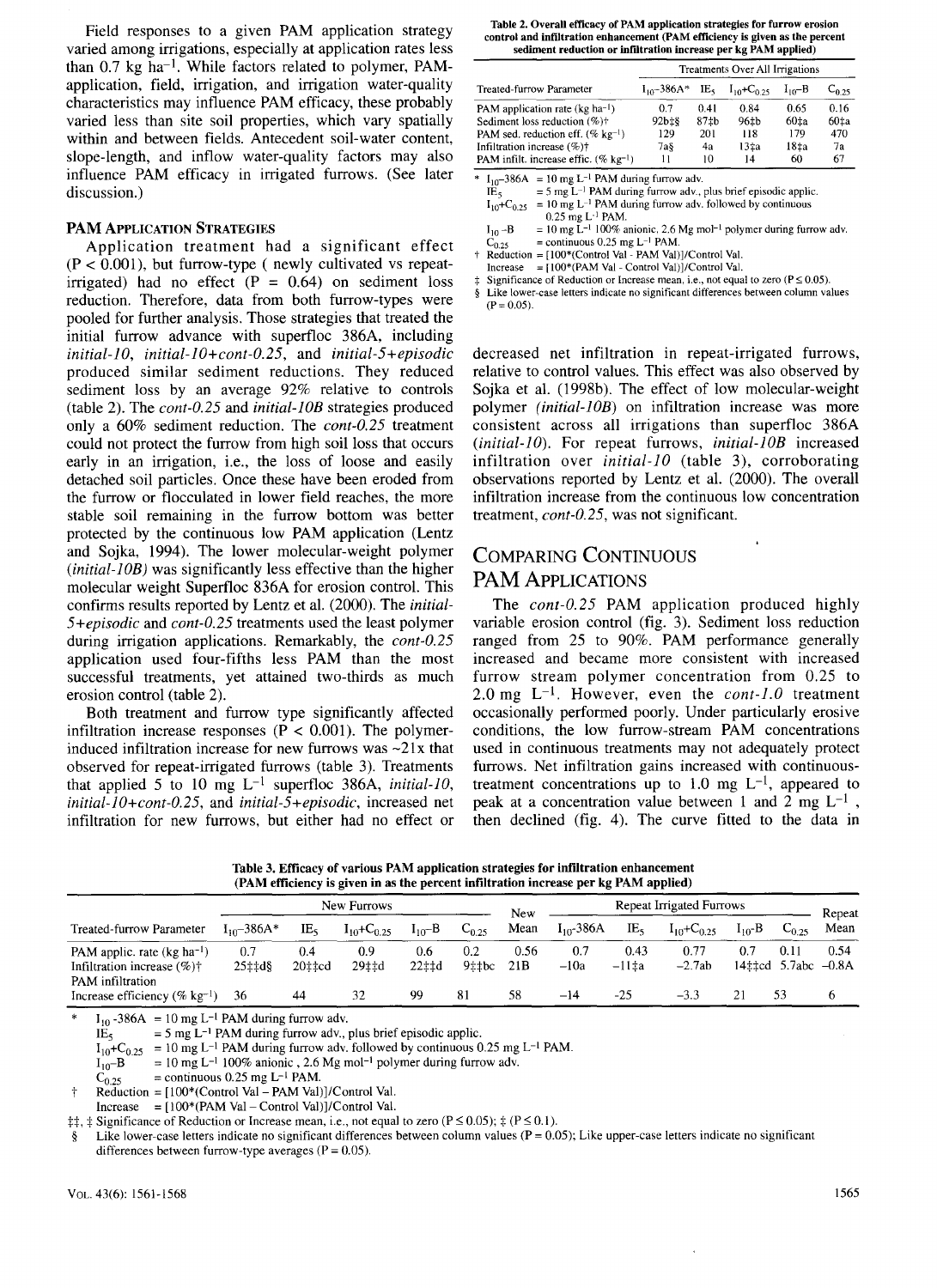Field responses to a given PAM application strategy varied among irrigations, especially at application rates less than 0.7 kg ha$^{-1}$. While factors related to polymer, PAM-application, field, irrigation, and irrigation water-quality characteristics may influence PAM efficacy, these probably varied less than site soil properties, which vary spatially within and between fields. Antecedent soil-water content, slope-length, and inflow water-quality factors may also influence PAM efficacy in irrigated furrows. (See later discussion.)

### PAM Application Strategies

Application treatment had a significant effect ($P < 0.001$), but furrow-type ( newly cultivated vs repeat-irrigated) had no effect ($P = 0.64$) on sediment loss reduction. Therefore, data from both furrow-types were pooled for further analysis. Those strategies that treated the initial furrow advance with superfloc 386A, including *initial-10*, *initial-10+cont-0.25*, and *initial-5+episodic* produced similar sediment reductions. They reduced sediment loss by an average 92% relative to controls (table 2). The *cont-0.25* and *initial-10B* strategies produced only a 60% sediment reduction. The *cont-0.25* treatment could not protect the furrow from high soil loss that occurs early in an irrigation, i.e., the loss of loose and easily detached soil particles. Once these have been eroded from the furrow or flocculated in lower field reaches, the more stable soil remaining in the furrow bottom was better protected by the continuous low PAM application (Lentz and Sojka, 1994). The lower molecular-weight polymer (*initial-10B*) was significantly less effective than the higher molecular weight Superfloc 836A for erosion control. This confirms results reported by Lentz et al. (2000). The *initial-5+episodic* and *cont-0.25* treatments used the least polymer during irrigation applications. Remarkably, the *cont-0.25* application used four-fifths less PAM than the most successful treatments, yet attained two-thirds as much erosion control (table 2).

Both treatment and furrow type significantly affected infiltration increase responses ($P < 0.001$). The polymer-induced infiltration increase for new furrows was ~21x that observed for repeat-irrigated furrows (table 3). Treatments that applied 5 to 10 mg L$^{-1}$ superfloc 386A, *initial-10*, *initial-10+cont-0.25*, and *initial-5+episodic*, increased net infiltration for new furrows, but either had no effect or decreased net infiltration in repeat-irrigated furrows, relative to control values. This effect was also observed by Sojka et al. (1998b). The effect of low molecular-weight polymer (*initial-10B*) on infiltration increase was more consistent across all irrigations than superfloc 386A (*initial-10*). For repeat furrows, *initial-10B* increased infiltration over *initial-10* (table 3), corroborating observations reported by Lentz et al. (2000). The overall infiltration increase from the continuous low concentration treatment, *cont-0.25*, was not significant.

Table 2. Overall efficacy of PAM application strategies for furrow erosion control and infiltration enhancement (PAM efficiency is given as the percent sediment reduction or infiltration increase per kg PAM applied)

| Treated-furrow Parameter | Treatments Over All Irrigations | | | | |
|---|---|---|---|---|---|
| | $I_{10}$–386A* | $IE_5$ | $I_{10}$+$C_{0.25}$ | $I_{10}$–B | $C_{0.25}$ |
| PAM application rate (kg ha$^{-1}$) | 0.7 | 0.41 | 0.84 | 0.65 | 0.16 |
| Sediment loss reduction (%)† | 92b‡§ | 87‡b | 96‡b | 60‡a | 60‡a |
| PAM sed. reduction eff. (% kg$^{-1}$) | 129 | 201 | 118 | 179 | 470 |
| Infiltration increase (%)† | 7a§ | 4a | 13‡a | 18‡a | 7a |
| PAM infilt. increase effic. (% kg$^{-1}$) | 11 | 10 | 14 | 60 | 67 |

\* $I_{10}$–386A = 10 mg L$^{-1}$ PAM during furrow adv.
$IE_5$ = 5 mg L$^{-1}$ PAM during furrow adv., plus brief episodic applic.
$I_{10}$+$C_{0.25}$ = 10 mg L$^{-1}$ PAM during furrow adv. followed by continuous 0.25 mg L$^{-1}$ PAM.
$I_{10}$–B = 10 mg L$^{-1}$ 100% anionic, 2.6 Mg mol$^{-1}$ polymer during furrow adv.
$C_{0.25}$ = continuous 0.25 mg L$^{-1}$ PAM.
† Reduction = [100*(Control Val - PAM Val)]/Control Val.
Increase = [100*(PAM Val - Control Val)]/Control Val.
‡ Significance of Reduction or Increase mean, i.e., not equal to zero ($P \leq 0.05$).
§ Like lower-case letters indicate no significant differences between column values ($P = 0.05$).

## Comparing Continuous PAM Applications

The *cont-0.25* PAM application produced highly variable erosion control (fig. 3). Sediment loss reduction ranged from 25 to 90%. PAM performance generally increased and became more consistent with increased furrow stream polymer concentration from 0.25 to 2.0 mg L$^{-1}$. However, even the *cont-1.0* treatment occasionally performed poorly. Under particularly erosive conditions, the low furrow-stream PAM concentrations used in continuous treatments may not adequately protect furrows. Net infiltration gains increased with continuous-treatment concentrations up to 1.0 mg L$^{-1}$, appeared to peak at a concentration value between 1 and 2 mg L$^{-1}$, then declined (fig. 4). The curve fitted to the data in

Table 3. Efficacy of various PAM application strategies for infiltration enhancement (PAM efficiency is given in as the percent infiltration increase per kg PAM applied)

| Treated-furrow Parameter | New Furrows | | | | | New Mean | Repeat Irrigated Furrows | | | | | Repeat Mean |
|---|---|---|---|---|---|---|---|---|---|---|---|---|
| | $I_{10}$–386A* | $IE_5$ | $I_{10}$+$C_{0.25}$ | $I_{10}$–B | $C_{0.25}$ | | $I_{10}$-386A | $IE_5$ | $I_{10}$+$C_{0.25}$ | $I_{10}$–B | $C_{0.25}$ | |
| PAM applic. rate (kg ha$^{-1}$) | 0.7 | 0.4 | 0.9 | 0.6 | 0.2 | 0.56 | 0.7 | 0.43 | 0.77 | 0.7 | 0.11 | 0.54 |
| Infiltration increase (%)† | 25‡‡d§ | 20‡‡cd | 29‡‡d | 22‡‡d | 9‡‡bc | 21B | –10a | –11‡a | –2.7ab | 14‡‡cd | 5.7abc | –0.8A |
| PAM infiltration Increase efficiency (% kg$^{-1}$) | 36 | 44 | 32 | 99 | 81 | 58 | –14 | -25 | –3.3 | 21 | 53 | 6 |

\* $I_{10}$-386A = 10 mg L$^{-1}$ PAM during furrow adv.
$IE_5$ = 5 mg L$^{-1}$ PAM during furrow adv., plus brief episodic applic.
$I_{10}$+$C_{0.25}$ = 10 mg L$^{-1}$ PAM during furrow adv. followed by continuous 0.25 mg L$^{-1}$ PAM.
$I_{10}$–B = 10 mg L$^{-1}$ 100% anionic , 2.6 Mg mol$^{-1}$ polymer during furrow adv.
$C_{0.25}$ = continuous 0.25 mg L$^{-1}$ PAM.
† Reduction = [100*(Control Val – PAM Val)]/Control Val.
Increase = [100*(PAM Val – Control Val)]/Control Val.
‡‡, ‡ Significance of Reduction or Increase mean, i.e., not equal to zero ($P \leq 0.05$); ‡ ($P \leq 0.1$).
§ Like lower-case letters indicate no significant differences between column values ($P = 0.05$); Like upper-case letters indicate no significant differences between furrow-type averages ($P = 0.05$).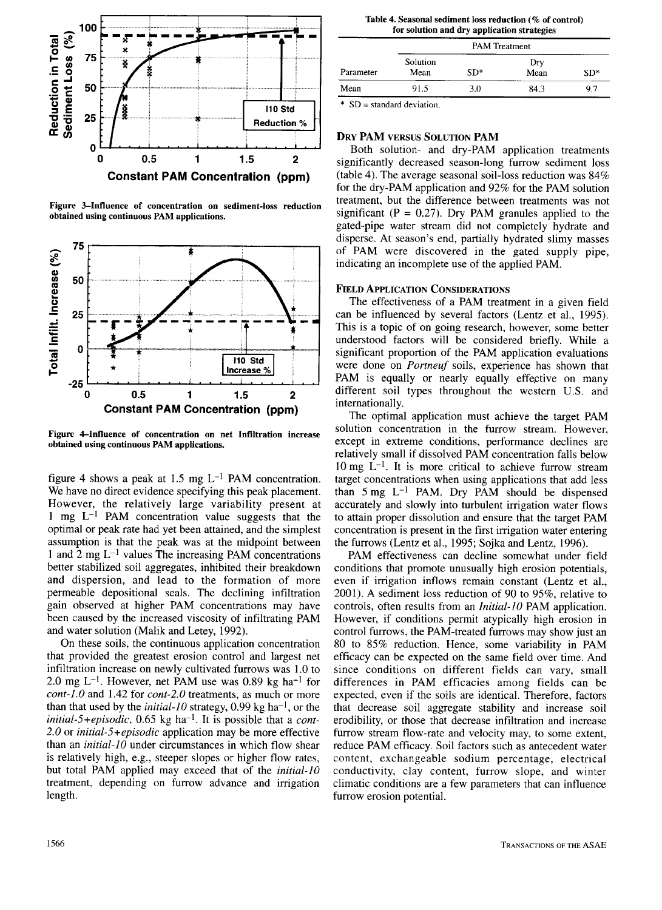Figure 3–Influence of concentration on sediment-loss reduction obtained using continuous PAM applications.

Figure 4–Influence of concentration on net Infiltration increase obtained using continuous PAM applications.

figure 4 shows a peak at 1.5 mg $L^{-1}$ PAM concentration. We have no direct evidence specifying this peak placement. However, the relatively large variability present at 1 mg $L^{-1}$ PAM concentration value suggests that the optimal or peak rate had yet been attained, and the simplest assumption is that the peak was at the midpoint between 1 and 2 mg $L^{-1}$ values The increasing PAM concentrations better stabilized soil aggregates, inhibited their breakdown and dispersion, and lead to the formation of more permeable depositional seals. The declining infiltration gain observed at higher PAM concentrations may have been caused by the increased viscosity of infiltrating PAM and water solution (Malik and Letey, 1992).

On these soils, the continuous application concentration that provided the greatest erosion control and largest net infiltration increase on newly cultivated furrows was 1.0 to 2.0 mg $L^{-1}$. However, net PAM use was 0.89 kg $ha^{-1}$ for *cont-1.0* and 1.42 for *cont-2.0* treatments, as much or more than that used by the *initial-10* strategy, 0.99 kg $ha^{-1}$, or the *initial-5+episodic*, 0.65 kg $ha^{-1}$. It is possible that a *cont-2.0* or *initial-5+episodic* application may be more effective than an *initial-10* under circumstances in which flow shear is relatively high, e.g., steeper slopes or higher flow rates, but total PAM applied may exceed that of the *initial-10* treatment, depending on furrow advance and irrigation length.

Table 4. Seasonal sediment loss reduction (% of control) for solution and dry application strategies

| | PAM Treatment | | | |
|---|---|---|---|---|
| Parameter | Solution Mean | SD* | Dry Mean | SD* |
| Mean | 91.5 | 3.0 | 84.3 | 9.7 |

\* SD = standard deviation.

### Dry PAM versus Solution PAM

Both solution- and dry-PAM application treatments significantly decreased season-long furrow sediment loss (table 4). The average seasonal soil-loss reduction was 84% for the dry-PAM application and 92% for the PAM solution treatment, but the difference between treatments was not significant (P = 0.27). Dry PAM granules applied to the gated-pipe water stream did not completely hydrate and disperse. At season's end, partially hydrated slimy masses of PAM were discovered in the gated supply pipe, indicating an incomplete use of the applied PAM.

### Field Application Considerations

The effectiveness of a PAM treatment in a given field can be influenced by several factors (Lentz et al., 1995). This is a topic of on going research, however, some better understood factors will be considered briefly. While a significant proportion of the PAM application evaluations were done on *Portneuf* soils, experience has shown that PAM is equally or nearly equally effective on many different soil types throughout the western U.S. and internationally.

The optimal application must achieve the target PAM solution concentration in the furrow stream. However, except in extreme conditions, performance declines are relatively small if dissolved PAM concentration falls below 10 mg $L^{-1}$. It is more critical to achieve furrow stream target concentrations when using applications that add less than 5 mg $L^{-1}$ PAM. Dry PAM should be dispensed accurately and slowly into turbulent irrigation water flows to attain proper dissolution and ensure that the target PAM concentration is present in the first irrigation water entering the furrows (Lentz et al., 1995; Sojka and Lentz, 1996).

PAM effectiveness can decline somewhat under field conditions that promote unusually high erosion potentials, even if irrigation inflows remain constant (Lentz et al., 2001). A sediment loss reduction of 90 to 95%, relative to controls, often results from an *Initial-10* PAM application. However, if conditions permit atypically high erosion in control furrows, the PAM-treated furrows may show just an 80 to 85% reduction. Hence, some variability in PAM efficacy can be expected on the same field over time. And since conditions on different fields can vary, small differences in PAM efficacies among fields can be expected, even if the soils are identical. Therefore, factors that decrease soil aggregate stability and increase soil erodibility, or those that decrease infiltration and increase furrow stream flow-rate and velocity may, to some extent, reduce PAM efficacy. Soil factors such as antecedent water content, exchangeable sodium percentage, electrical conductivity, clay content, furrow slope, and winter climatic conditions are a few parameters that can influence furrow erosion potential.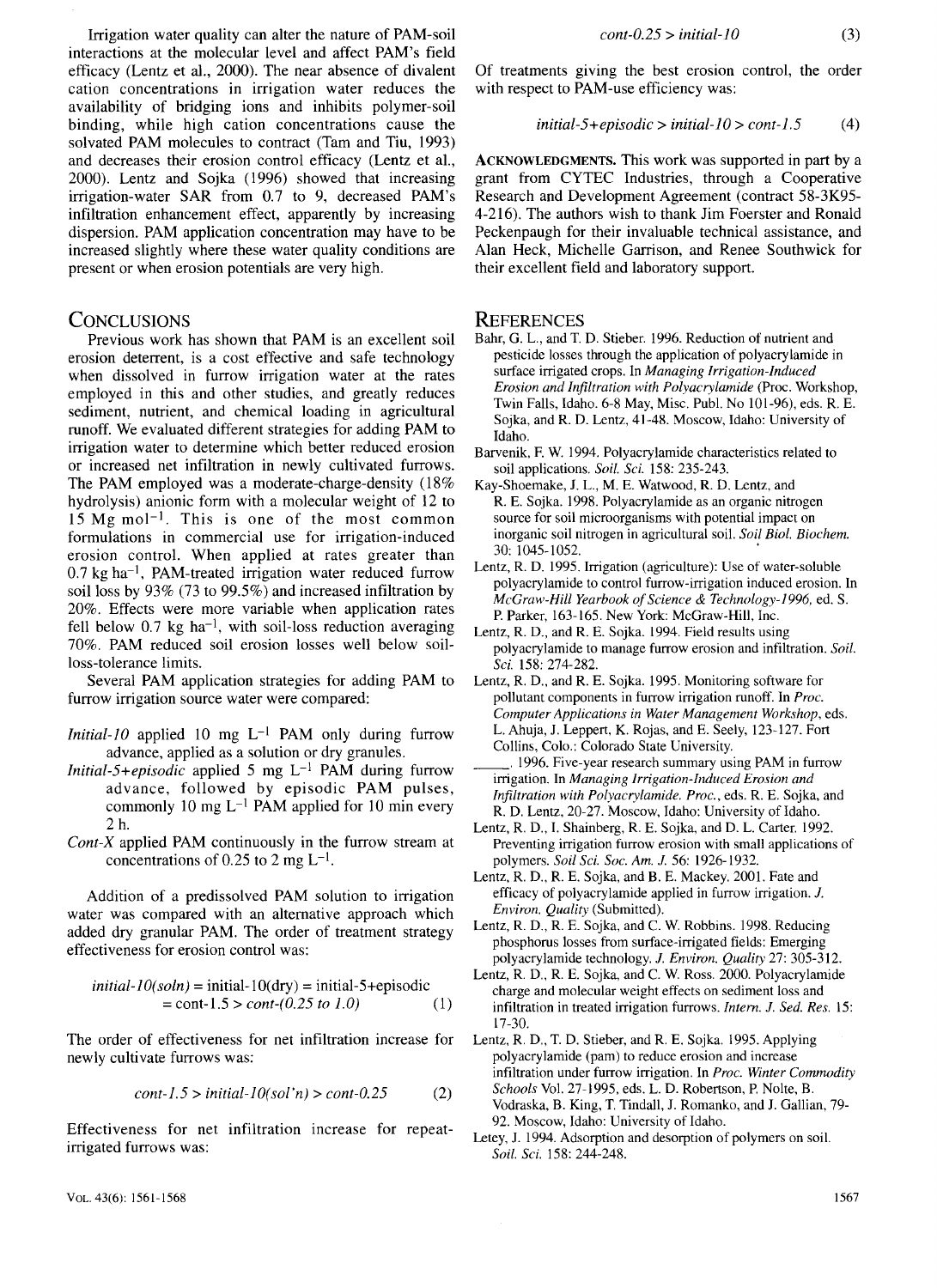Irrigation water quality can alter the nature of PAM-soil interactions at the molecular level and affect PAM's field efficacy (Lentz et al., 2000). The near absence of divalent cation concentrations in irrigation water reduces the availability of bridging ions and inhibits polymer-soil binding, while high cation concentrations cause the solvated PAM molecules to contract (Tam and Tiu, 1993) and decreases their erosion control efficacy (Lentz et al., 2000). Lentz and Sojka (1996) showed that increasing irrigation-water SAR from 0.7 to 9, decreased PAM's infiltration enhancement effect, apparently by increasing dispersion. PAM application concentration may have to be increased slightly where these water quality conditions are present or when erosion potentials are very high.

## Conclusions

Previous work has shown that PAM is an excellent soil erosion deterrent, is a cost effective and safe technology when dissolved in furrow irrigation water at the rates employed in this and other studies, and greatly reduces sediment, nutrient, and chemical loading in agricultural runoff. We evaluated different strategies for adding PAM to irrigation water to determine which better reduced erosion or increased net infiltration in newly cultivated furrows. The PAM employed was a moderate-charge-density (18% hydrolysis) anionic form with a molecular weight of 12 to 15 Mg $mol^{-1}$. This is one of the most common formulations in commercial use for irrigation-induced erosion control. When applied at rates greater than 0.7 kg $ha^{-1}$, PAM-treated irrigation water reduced furrow soil loss by 93% (73 to 99.5%) and increased infiltration by 20%. Effects were more variable when application rates fell below 0.7 kg $ha^{-1}$, with soil-loss reduction averaging 70%. PAM reduced soil erosion losses well below soil-loss-tolerance limits.

Several PAM application strategies for adding PAM to furrow irrigation source water were compared:

*Initial-10* applied 10 mg $L^{-1}$ PAM only during furrow advance, applied as a solution or dry granules.

*Initial-5+episodic* applied 5 mg $L^{-1}$ PAM during furrow advance, followed by episodic PAM pulses, commonly 10 mg $L^{-1}$ PAM applied for 10 min every 2 h.

*Cont-X* applied PAM continuously in the furrow stream at concentrations of 0.25 to 2 mg $L^{-1}$.

Addition of a predissolved PAM solution to irrigation water was compared with an alternative approach which added dry granular PAM. The order of treatment strategy effectiveness for erosion control was:

$$\textit{initial-10(soln)} = \text{initial-10(dry)} = \text{initial-5+episodic} = \text{cont-1.5} > \textit{cont-(0.25 to 1.0)} \quad (1)$$

The order of effectiveness for net infiltration increase for newly cultivate furrows was:

$$\textit{cont-1.5} > \textit{initial-10(sol'n)} > \textit{cont-0.25} \quad (2)$$

Effectiveness for net infiltration increase for repeat-irrigated furrows was:

$$\textit{cont-0.25} > \textit{initial-10} \quad (3)$$

Of treatments giving the best erosion control, the order with respect to PAM-use efficiency was:

$$\textit{initial-5+episodic} > \textit{initial-10} > \textit{cont-1.5} \quad (4)$$

**Acknowledgments.** This work was supported in part by a grant from CYTEC Industries, through a Cooperative Research and Development Agreement (contract 58-3K95-4-216). The authors wish to thank Jim Foerster and Ronald Peckenpaugh for their invaluable technical assistance, and Alan Heck, Michelle Garrison, and Renee Southwick for their excellent field and laboratory support.

## References

Bahr, G. L., and T. D. Stieber. 1996. Reduction of nutrient and pesticide losses through the application of polyacrylamide in surface irrigated crops. In *Managing Irrigation-Induced Erosion and Infiltration with Polyacrylamide* (Proc. Workshop, Twin Falls, Idaho. 6-8 May, Misc. Publ. No 101-96), eds. R. E. Sojka, and R. D. Lentz, 41-48. Moscow, Idaho: University of Idaho.

Barvenik, F. W. 1994. Polyacrylamide characteristics related to soil applications. *Soil. Sci.* 158: 235-243.

Kay-Shoemake, J. L., M. E. Watwood, R. D. Lentz, and R. E. Sojka. 1998. Polyacrylamide as an organic nitrogen source for soil microorganisms with potential impact on inorganic soil nitrogen in agricultural soil. *Soil Biol. Biochem.* 30: 1045-1052.

Lentz, R. D. 1995. Irrigation (agriculture): Use of water-soluble polyacrylamide to control furrow-irrigation induced erosion. In *McGraw-Hill Yearbook of Science & Technology-1996*, ed. S. P. Parker, 163-165. New York: McGraw-Hill, Inc.

Lentz, R. D., and R. E. Sojka. 1994. Field results using polyacrylamide to manage furrow erosion and infiltration. *Soil. Sci.* 158: 274-282.

Lentz, R. D., and R. E. Sojka. 1995. Monitoring software for pollutant components in furrow irrigation runoff. In *Proc. Computer Applications in Water Management Workshop*, eds. L. Ahuja, J. Leppert, K. Rojas, and E. Seely, 123-127. Fort Collins, Colo.: Colorado State University.

______. 1996. Five-year research summary using PAM in furrow irrigation. In *Managing Irrigation-Induced Erosion and Infiltration with Polyacrylamide. Proc.*, eds. R. E. Sojka, and R. D. Lentz, 20-27. Moscow, Idaho: University of Idaho.

Lentz, R. D., I. Shainberg, R. E. Sojka, and D. L. Carter. 1992. Preventing irrigation furrow erosion with small applications of polymers. *Soil Sci. Soc. Am. J.* 56: 1926-1932.

Lentz, R. D., R. E. Sojka, and B. E. Mackey. 2001. Fate and efficacy of polyacrylamide applied in furrow irrigation. *J. Environ. Quality* (Submitted).

Lentz, R. D., R. E. Sojka, and C. W. Robbins. 1998. Reducing phosphorus losses from surface-irrigated fields: Emerging polyacrylamide technology. *J. Environ. Quality* 27: 305-312.

Lentz, R. D., R. E. Sojka, and C. W. Ross. 2000. Polyacrylamide charge and molecular weight effects on sediment loss and infiltration in treated irrigation furrows. *Intern. J. Sed. Res.* 15: 17-30.

Lentz, R. D., T. D. Stieber, and R. E. Sojka. 1995. Applying polyacrylamide (pam) to reduce erosion and increase infiltration under furrow irrigation. In *Proc. Winter Commodity Schools* Vol. 27-1995, eds. L. D. Robertson, P. Nolte, B. Vodraska, B. King, T. Tindall, J. Romanko, and J. Gallian, 79-92. Moscow, Idaho: University of Idaho.

Letey, J. 1994. Adsorption and desorption of polymers on soil. *Soil. Sci.* 158: 244-248.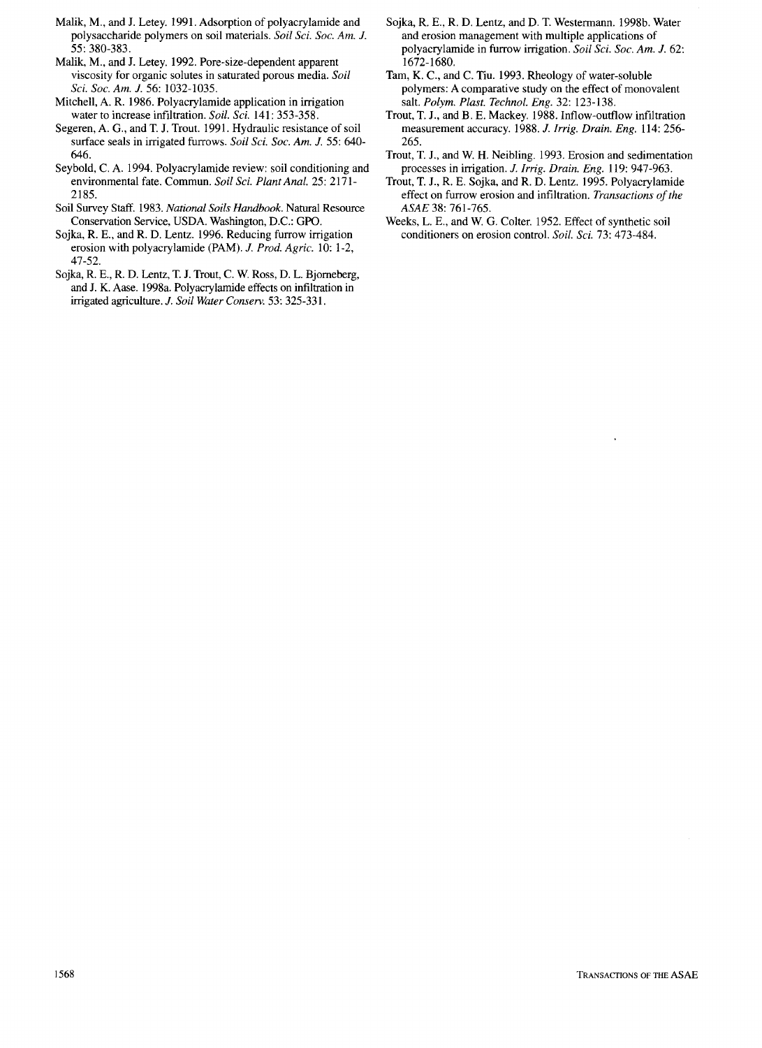Malik, M., and J. Letey. 1991. Adsorption of polyacrylamide and polysaccharide polymers on soil materials. *Soil Sci. Soc. Am. J.* 55: 380-383.

Malik, M., and J. Letey. 1992. Pore-size-dependent apparent viscosity for organic solutes in saturated porous media. *Soil Sci. Soc. Am. J.* 56: 1032-1035.

Mitchell, A. R. 1986. Polyacrylamide application in irrigation water to increase infiltration. *Soil. Sci.* 141: 353-358.

Segeren, A. G., and T. J. Trout. 1991. Hydraulic resistance of soil surface seals in irrigated furrows. *Soil Sci. Soc. Am. J.* 55: 640-646.

Seybold, C. A. 1994. Polyacrylamide review: soil conditioning and environmental fate. Commun. *Soil Sci. Plant Anal.* 25: 2171-2185.

Soil Survey Staff. 1983. *National Soils Handbook.* Natural Resource Conservation Service, USDA. Washington, D.C.: GPO.

Sojka, R. E., and R. D. Lentz. 1996. Reducing furrow irrigation erosion with polyacrylamide (PAM). *J. Prod. Agric.* 10: 1-2, 47-52.

Sojka, R. E., R. D. Lentz, T. J. Trout, C. W. Ross, D. L. Bjorneberg, and J. K. Aase. 1998a. Polyacrylamide effects on infiltration in irrigated agriculture. *J. Soil Water Conserv.* 53: 325-331.

Sojka, R. E., R. D. Lentz, and D. T. Westermann. 1998b. Water and erosion management with multiple applications of polyacrylamide in furrow irrigation. *Soil Sci. Soc. Am. J.* 62: 1672-1680.

Tam, K. C., and C. Tiu. 1993. Rheology of water-soluble polymers: A comparative study on the effect of monovalent salt. *Polym. Plast. Technol. Eng.* 32: 123-138.

Trout, T. J., and B. E. Mackey. 1988. Inflow-outflow infiltration measurement accuracy. 1988. *J. Irrig. Drain. Eng.* 114: 256-265.

Trout, T. J., and W. H. Neibling. 1993. Erosion and sedimentation processes in irrigation. *J. Irrig. Drain. Eng.* 119: 947-963.

Trout, T. J., R. E. Sojka, and R. D. Lentz. 1995. Polyacrylamide effect on furrow erosion and infiltration. *Transactions of the ASAE* 38: 761-765.

Weeks, L. E., and W. G. Colter. 1952. Effect of synthetic soil conditioners on erosion control. *Soil. Sci.* 73: 473-484.